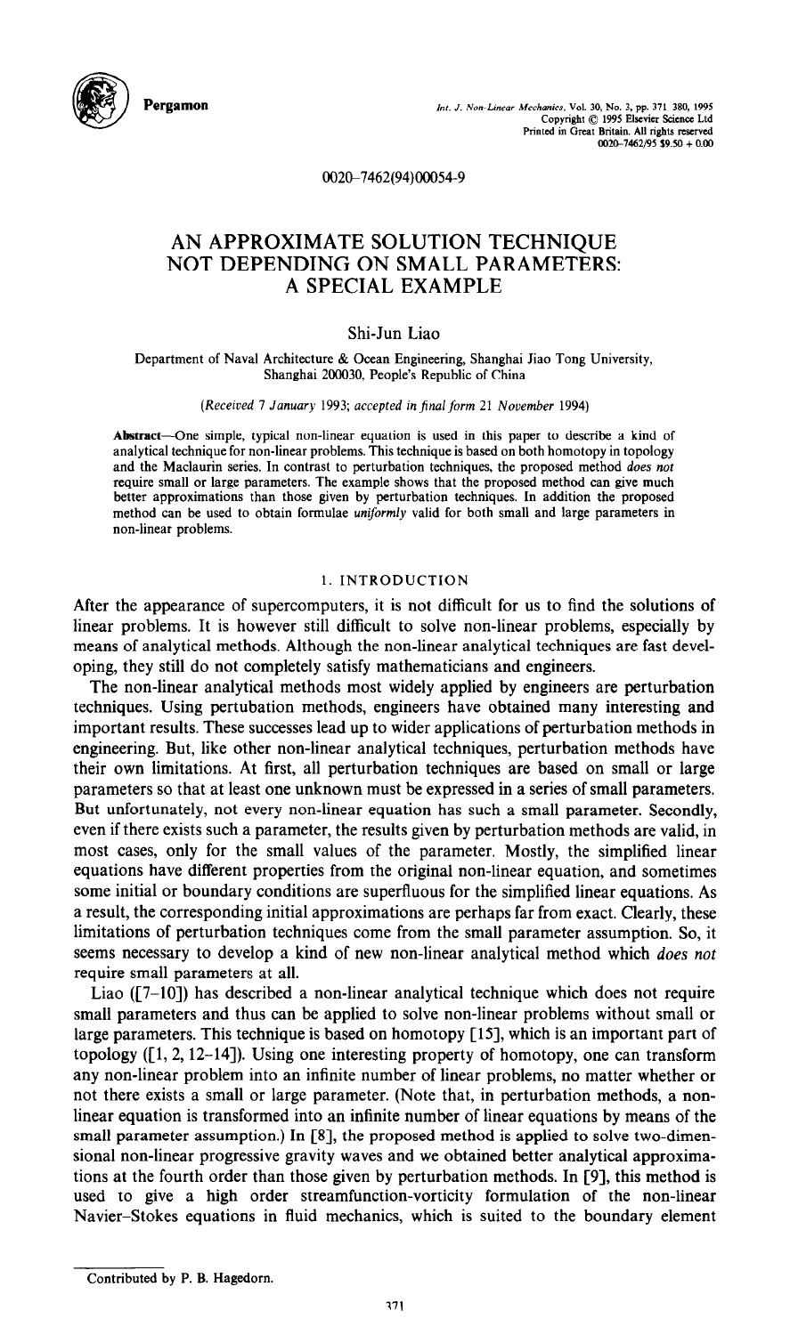0020-7462(94)00054-9

# AN APPROXIMATE SOLUTION TECHNIQUE NOT DEPENDING ON SMALL PARAMETERS: A SPECIAL EXAMPLE

Shi-Jun Liao

Department of Naval Architecture & Ocean Engineering, Shanghai Jiao Tong University, Shanghai 200030, People's Republic of China

*(Received 7 January 1993; accepted in final form 21 November 1994)*

**Abstract**—One simple, typical non-linear equation is used in this paper to describe a kind of analytical technique for non-linear problems. This technique is based on both homotopy in topology and the Maclaurin series. In contrast to perturbation techniques, the proposed method *does not* require small or large parameters. The example shows that the proposed method can give much better approximations than those given by perturbation techniques. In addition the proposed method can be used to obtain formulae *uniformly* valid for both small and large parameters in non-linear problems.

## 1. INTRODUCTION

After the appearance of supercomputers, it is not difficult for us to find the solutions of linear problems. It is however still difficult to solve non-linear problems, especially by means of analytical methods. Although the non-linear analytical techniques are fast developing, they still do not completely satisfy mathematicians and engineers.

The non-linear analytical methods most widely applied by engineers are perturbation techniques. Using pertubation methods, engineers have obtained many interesting and important results. These successes lead up to wider applications of perturbation methods in engineering. But, like other non-linear analytical techniques, perturbation methods have their own limitations. At first, all perturbation techniques are based on small or large parameters so that at least one unknown must be expressed in a series of small parameters. But unfortunately, not every non-linear equation has such a small parameter. Secondly, even if there exists such a parameter, the results given by perturbation methods are valid, in most cases, only for the small values of the parameter. Mostly, the simplified linear equations have different properties from the original non-linear equation, and sometimes some initial or boundary conditions are superfluous for the simplified linear equations. As a result, the corresponding initial approximations are perhaps far from exact. Clearly, these limitations of perturbation techniques come from the small parameter assumption. So, it seems necessary to develop a kind of new non-linear analytical method which *does not* require small parameters at all.

Liao ([7–10]) has described a non-linear analytical technique which does not require small parameters and thus can be applied to solve non-linear problems without small or large parameters. This technique is based on homotopy [15], which is an important part of topology ([1, 2, 12–14]). Using one interesting property of homotopy, one can transform any non-linear problem into an infinite number of linear problems, no matter whether or not there exists a small or large parameter. (Note that, in perturbation methods, a non-linear equation is transformed into an infinite number of linear equations by means of the small parameter assumption.) In [8], the proposed method is applied to solve two-dimensional non-linear progressive gravity waves and we obtained better analytical approximations at the fourth order than those given by perturbation methods. In [9], this method is used to give a high order streamfunction-vorticity formulation of the non-linear Navier–Stokes equations in fluid mechanics, which is suited to the boundary element

Contributed by P. B. Hagedorn.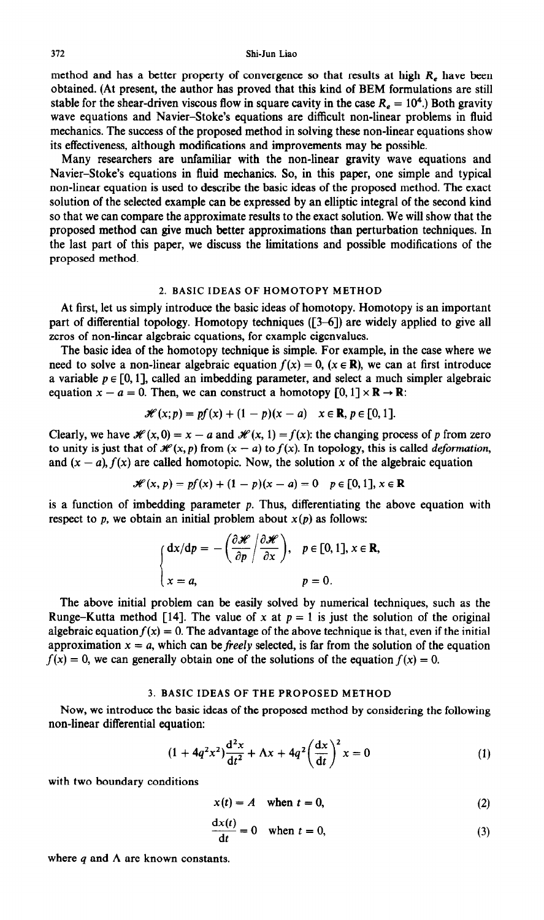method and has a better property of convergence so that results at high $R_e$ have been obtained. (At present, the author has proved that this kind of BEM formulations are still stable for the shear-driven viscous flow in square cavity in the case $R_e = 10^4$.) Both gravity wave equations and Navier–Stoke's equations are difficult non-linear problems in fluid mechanics. The success of the proposed method in solving these non-linear equations show its effectiveness, although modifications and improvements may be possible.

Many researchers are unfamiliar with the non-linear gravity wave equations and Navier–Stoke's equations in fluid mechanics. So, in this paper, one simple and typical non-linear equation is used to describe the basic ideas of the proposed method. The exact solution of the selected example can be expressed by an elliptic integral of the second kind so that we can compare the approximate results to the exact solution. We will show that the proposed method can give much better approximations than perturbation techniques. In the last part of this paper, we discuss the limitations and possible modifications of the proposed method.

## 2. BASIC IDEAS OF HOMOTOPY METHOD

At first, let us simply introduce the basic ideas of homotopy. Homotopy is an important part of differential topology. Homotopy techniques ([3–6]) are widely applied to give all zeros of non-linear algebraic equations, for example eigenvalues.

The basic idea of the homotopy technique is simple. For example, in the case where we need to solve a non-linear algebraic equation $f(x) = 0$, ($x \in \mathbf{R}$), we can at first introduce a variable $p \in [0, 1]$, called an imbedding parameter, and select a much simpler algebraic equation $x - a = 0$. Then, we can construct a homotopy $[0, 1] \times \mathbf{R} \to \mathbf{R}$:

$$\mathscr{H}(x; p) = pf(x) + (1 - p)(x - a) \quad x \in \mathbf{R}, p \in [0, 1].$$

Clearly, we have $\mathscr{H}(x, 0) = x - a$ and $\mathscr{H}(x, 1) = f(x)$: the changing process of $p$ from zero to unity is just that of $\mathscr{H}(x, p)$ from $(x - a)$ to $f(x)$. In topology, this is called *deformation*, and $(x - a), f(x)$ are called homotopic. Now, the solution $x$ of the algebraic equation

$$\mathscr{H}(x, p) = pf(x) + (1 - p)(x - a) = 0 \quad p \in [0, 1], x \in \mathbf{R}$$

is a function of imbedding parameter $p$. Thus, differentiating the above equation with respect to $p$, we obtain an initial problem about $x(p)$ as follows:

$$\begin{cases} \mathrm{d}x/\mathrm{d}p = -\left(\dfrac{\partial \mathscr{H}}{\partial p} \Big/ \dfrac{\partial \mathscr{H}}{\partial x}\right), & p \in [0, 1], x \in \mathbf{R}, \\ x = a, & p = 0. \end{cases}$$

The above initial problem can be easily solved by numerical techniques, such as the Runge–Kutta method [14]. The value of $x$ at $p = 1$ is just the solution of the original algebraic equation $f(x) = 0$. The advantage of the above technique is that, even if the initial approximation $x = a$, which can be *freely* selected, is far from the solution of the equation $f(x) = 0$, we can generally obtain one of the solutions of the equation $f(x) = 0$.

## 3. BASIC IDEAS OF THE PROPOSED METHOD

Now, we introduce the basic ideas of the proposed method by considering the following non-linear differential equation:

$$(1 + 4q^2x^2)\frac{\mathrm{d}^2x}{\mathrm{d}t^2} + \Lambda x + 4q^2\left(\frac{\mathrm{d}x}{\mathrm{d}t}\right)^2 x = 0 \tag{1}$$

with two boundary conditions

$$x(t) = A \quad \text{when } t = 0, \tag{2}$$

$$\frac{\mathrm{d}x(t)}{\mathrm{d}t} = 0 \quad \text{when } t = 0, \tag{3}$$

where $q$ and $\Lambda$ are known constants.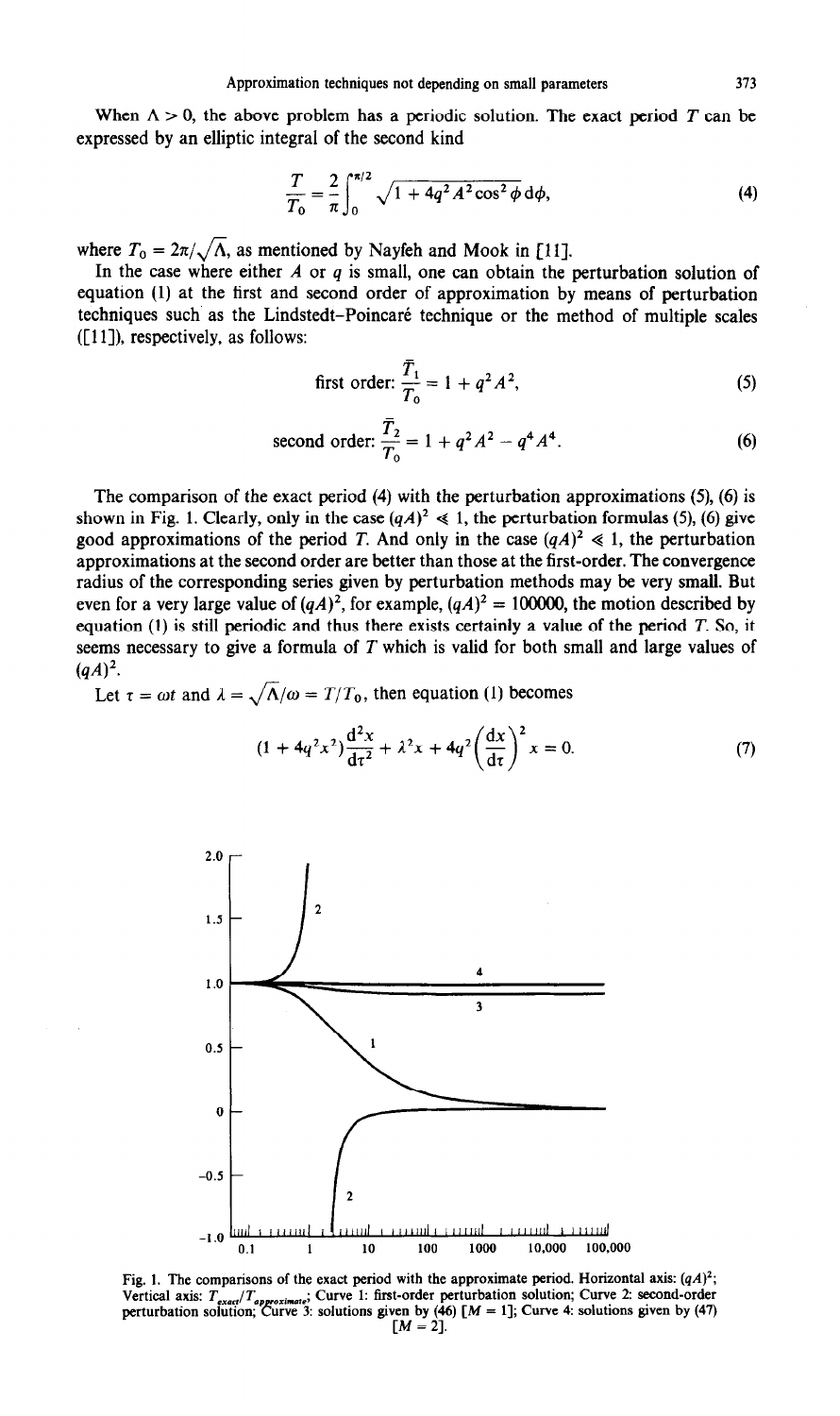When $\Lambda > 0$, the above problem has a periodic solution. The exact period $T$ can be expressed by an elliptic integral of the second kind

$$\frac{T}{T_0} = \frac{2}{\pi}\int_0^{\pi/2} \sqrt{1 + 4q^2A^2\cos^2\phi}\,\mathrm{d}\phi, \tag{4}$$

where $T_0 = 2\pi/\sqrt{\Lambda}$, as mentioned by Nayfeh and Mook in [11].

In the case where either $A$ or $q$ is small, one can obtain the perturbation solution of equation (1) at the first and second order of approximation by means of perturbation techniques such as the Lindstedt-Poincaré technique or the method of multiple scales ([11]), respectively, as follows:

$$\text{first order: } \frac{\bar{T}_1}{T_0} = 1 + q^2A^2, \tag{5}$$

$$\text{second order: } \frac{\bar{T}_2}{T_0} = 1 + q^2A^2 - q^4A^4. \tag{6}$$

The comparison of the exact period (4) with the perturbation approximations (5), (6) is shown in Fig. 1. Clearly, only in the case $(qA)^2 \ll 1$, the perturbation formulas (5), (6) give good approximations of the period $T$. And only in the case $(qA)^2 \ll 1$, the perturbation approximations at the second order are better than those at the first-order. The convergence radius of the corresponding series given by perturbation methods may be very small. But even for a very large value of $(qA)^2$, for example, $(qA)^2 = 100000$, the motion described by equation (1) is still periodic and thus there exists certainly a value of the period $T$. So, it seems necessary to give a formula of $T$ which is valid for both small and large values of $(qA)^2$.

Let $\tau = \omega t$ and $\lambda = \sqrt{\Lambda}/\omega = T/T_0$, then equation (1) becomes

$$(1 + 4q^2x^2)\frac{\mathrm{d}^2x}{\mathrm{d}\tau^2} + \lambda^2 x + 4q^2\left(\frac{\mathrm{d}x}{\mathrm{d}\tau}\right)^2 x = 0. \tag{7}$$

Fig. 1. The comparisons of the exact period with the approximate period. Horizontal axis: $(qA)^2$; Vertical axis: $T_{exact}/T_{approximate}$; Curve 1: first-order perturbation solution; Curve 2: second-order perturbation solution; Curve 3: solutions given by (46) [$M = 1$]; Curve 4: solutions given by (47) [$M = 2$].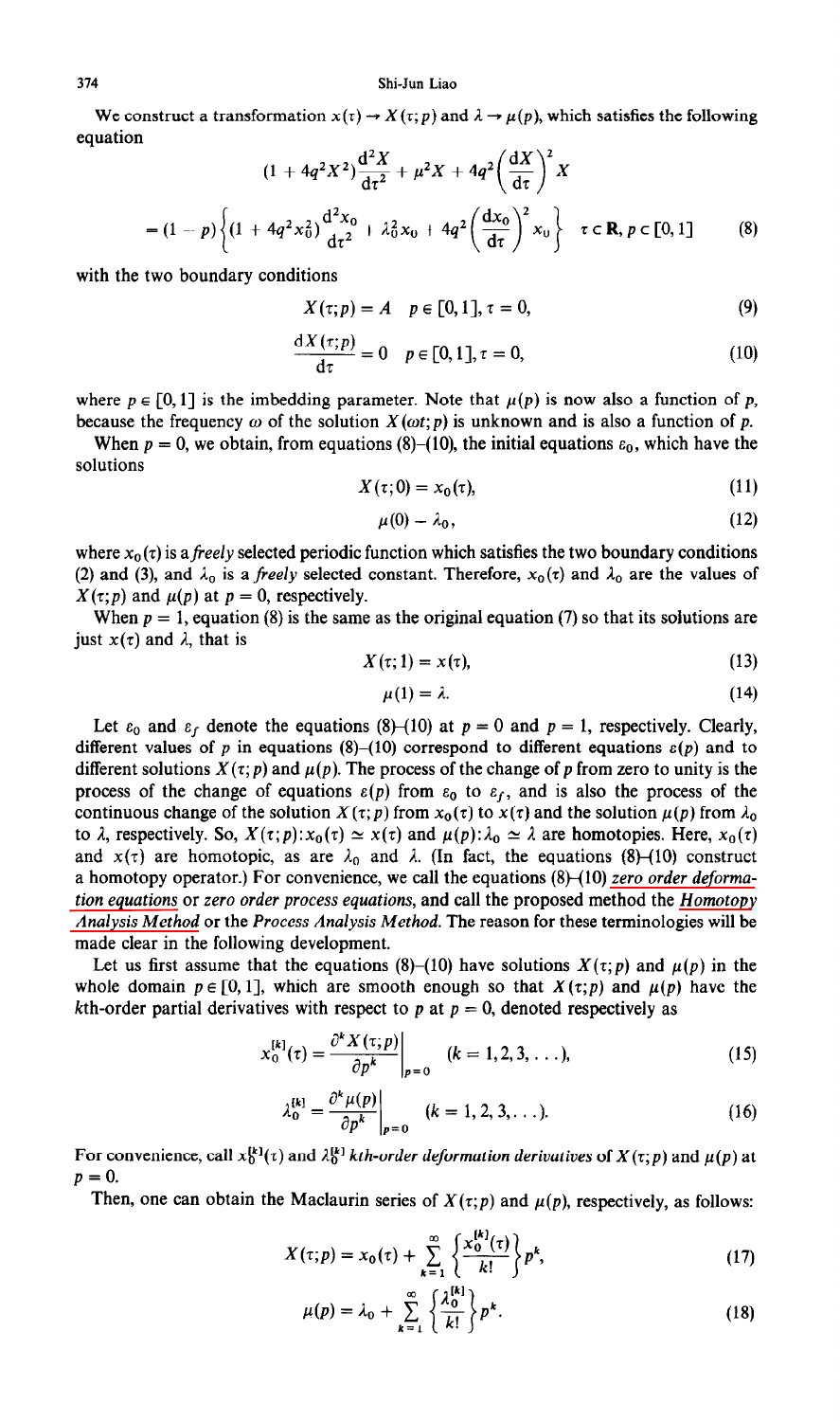We construct a transformation $x(\tau) \to X(\tau; p)$ and $\lambda \to \mu(p)$, which satisfies the following equation

$$
(1 + 4q^2X^2)\frac{d^2X}{d\tau^2} + \mu^2X + 4q^2\left(\frac{dX}{d\tau}\right)^2X
$$
$$
= (1 - p)\left\{(1 + 4q^2x_0^2)\frac{d^2x_0}{d\tau^2} + \lambda_0^2x_0 + 4q^2\left(\frac{dx_0}{d\tau}\right)^2x_0\right\} \quad \tau \in \mathbf{R}, p \in [0, 1] \tag{8}
$$

with the two boundary conditions

$$
X(\tau; p) = A \quad p \in [0, 1], \tau = 0, \tag{9}
$$

$$
\frac{dX(\tau; p)}{d\tau} = 0 \quad p \in [0, 1], \tau = 0, \tag{10}
$$

where $p \in [0, 1]$ is the imbedding parameter. Note that $\mu(p)$ is now also a function of $p$, because the frequency $\omega$ of the solution $X(\omega t; p)$ is unknown and is also a function of $p$.

When $p = 0$, we obtain, from equations (8)–(10), the initial equations $\varepsilon_0$, which have the solutions

$$
X(\tau; 0) = x_0(\tau), \tag{11}
$$

$$
\mu(0) = \lambda_0, \tag{12}
$$

where $x_0(\tau)$ is a *freely* selected periodic function which satisfies the two boundary conditions (2) and (3), and $\lambda_0$ is a *freely* selected constant. Therefore, $x_0(\tau)$ and $\lambda_0$ are the values of $X(\tau; p)$ and $\mu(p)$ at $p = 0$, respectively.

When $p = 1$, equation (8) is the same as the original equation (7) so that its solutions are just $x(\tau)$ and $\lambda$, that is

$$
X(\tau; 1) = x(\tau), \tag{13}
$$

$$
\mu(1) = \lambda. \tag{14}
$$

Let $\varepsilon_0$ and $\varepsilon_f$ denote the equations (8)–(10) at $p = 0$ and $p = 1$, respectively. Clearly, different values of $p$ in equations (8)–(10) correspond to different equations $\varepsilon(p)$ and to different solutions $X(\tau; p)$ and $\mu(p)$. The process of the change of $p$ from zero to unity is the process of the change of equations $\varepsilon(p)$ from $\varepsilon_0$ to $\varepsilon_f$, and is also the process of the continuous change of the solution $X(\tau; p)$ from $x_0(\tau)$ to $x(\tau)$ and the solution $\mu(p)$ from $\lambda_0$ to $\lambda$, respectively. So, $X(\tau; p): x_0(\tau) \simeq x(\tau)$ and $\mu(p): \lambda_0 \simeq \lambda$ are homotopies. Here, $x_0(\tau)$ and $x(\tau)$ are homotopic, as are $\lambda_0$ and $\lambda$. (In fact, the equations (8)–(10) construct a homotopy operator.) For convenience, we call the equations (8)–(10) *zero order deformation equations* or *zero order process equations*, and call the proposed method the *Homotopy Analysis Method* or the *Process Analysis Method*. The reason for these terminologies will be made clear in the following development.

Let us first assume that the equations (8)–(10) have solutions $X(\tau; p)$ and $\mu(p)$ in the whole domain $p \in [0, 1]$, which are smooth enough so that $X(\tau; p)$ and $\mu(p)$ have the $k$th-order partial derivatives with respect to $p$ at $p = 0$, denoted respectively as

$$
x_0^{[k]}(\tau) = \left.\frac{\partial^k X(\tau; p)}{\partial p^k}\right|_{p=0} \quad (k = 1, 2, 3, \ldots), \tag{15}
$$

$$
\lambda_0^{[k]} = \left.\frac{\partial^k \mu(p)}{\partial p^k}\right|_{p=0} \quad (k = 1, 2, 3, \ldots). \tag{16}
$$

For convenience, call $x_0^{[k]}(\tau)$ and $\lambda_0^{[k]}$ *kth-order deformation derivatives* of $X(\tau; p)$ and $\mu(p)$ at $p = 0$.

Then, one can obtain the Maclaurin series of $X(\tau; p)$ and $\mu(p)$, respectively, as follows:

$$
X(\tau; p) = x_0(\tau) + \sum_{k=1}^{\infty}\left\{\frac{x_0^{[k]}(\tau)}{k!}\right\}p^k, \tag{17}
$$

$$
\mu(p) = \lambda_0 + \sum_{k=1}^{\infty}\left\{\frac{\lambda_0^{[k]}}{k!}\right\}p^k. \tag{18}
$$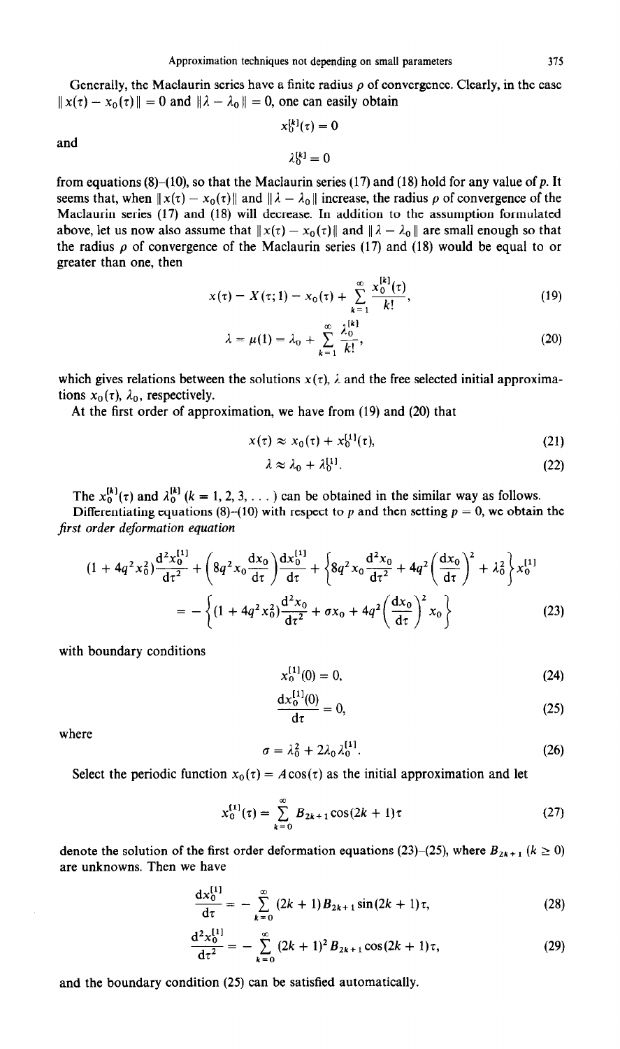Generally, the Maclaurin series have a finite radius $\rho$ of convergence. Clearly, in the case $\| x(\tau) - x_0(\tau) \| = 0$ and $\| \lambda - \lambda_0 \| = 0$, one can easily obtain

$$x_0^{[k]}(\tau) = 0$$

and

$$\lambda_0^{[k]} = 0$$

from equations (8)–(10), so that the Maclaurin series (17) and (18) hold for any value of $p$. It seems that, when $\| x(\tau) - x_0(\tau) \|$ and $\| \lambda - \lambda_0 \|$ increase, the radius $\rho$ of convergence of the Maclaurin series (17) and (18) will decrease. In addition to the assumption formulated above, let us now also assume that $\| x(\tau) - x_0(\tau) \|$ and $\| \lambda - \lambda_0 \|$ are small enough so that the radius $\rho$ of convergence of the Maclaurin series (17) and (18) would be equal to or greater than one, then

$$x(\tau) - X(\tau; 1) - x_0(\tau) + \sum_{k=1}^{\infty} \frac{x_0^{[k]}(\tau)}{k!}, \tag{19}$$

$$\lambda = \mu(1) = \lambda_0 + \sum_{k=1}^{\infty} \frac{\lambda_0^{[k]}}{k!}, \tag{20}$$

which gives relations between the solutions $x(\tau)$, $\lambda$ and the free selected initial approximations $x_0(\tau)$, $\lambda_0$, respectively.

At the first order of approximation, we have from (19) and (20) that

$$x(\tau) \approx x_0(\tau) + x_0^{[1]}(\tau), \tag{21}$$

$$\lambda \approx \lambda_0 + \lambda_0^{[1]}. \tag{22}$$

The $x_0^{[k]}(\tau)$ and $\lambda_0^{[k]}$ $(k = 1, 2, 3, \ldots)$ can be obtained in the similar way as follows.

Differentiating equations (8)–(10) with respect to $p$ and then setting $p = 0$, we obtain the *first order deformation equation*

$$(1 + 4q^2 x_0^2)\frac{d^2 x_0^{[1]}}{d\tau^2} + \left(8q^2 x_0 \frac{dx_0}{d\tau}\right)\frac{dx_0^{[1]}}{d\tau} + \left\{8q^2 x_0 \frac{d^2 x_0}{d\tau^2} + 4q^2\left(\frac{dx_0}{d\tau}\right)^2 + \lambda_0^2\right\} x_0^{[1]}$$
$$= -\left\{(1 + 4q^2 x_0^2)\frac{d^2 x_0}{d\tau^2} + \sigma x_0 + 4q^2\left(\frac{dx_0}{d\tau}\right)^2 x_0\right\} \tag{23}$$

with boundary conditions

$$x_0^{[1]}(0) = 0, \tag{24}$$

$$\frac{dx_0^{[1]}(0)}{d\tau} = 0, \tag{25}$$

where

$$\sigma = \lambda_0^2 + 2\lambda_0 \lambda_0^{[1]}. \tag{26}$$

Select the periodic function $x_0(\tau) = A\cos(\tau)$ as the initial approximation and let

$$x_0^{[1]}(\tau) = \sum_{k=0}^{\infty} B_{2k+1} \cos(2k+1)\tau \tag{27}$$

denote the solution of the first order deformation equations (23)–(25), where $B_{2k+1}$ $(k \geq 0)$ are unknowns. Then we have

$$\frac{dx_0^{[1]}}{d\tau} = -\sum_{k=0}^{\infty} (2k+1) B_{2k+1} \sin(2k+1)\tau, \tag{28}$$

$$\frac{d^2 x_0^{[1]}}{d\tau^2} = -\sum_{k=0}^{\infty} (2k+1)^2 B_{2k+1} \cos(2k+1)\tau, \tag{29}$$

and the boundary condition (25) can be satisfied automatically.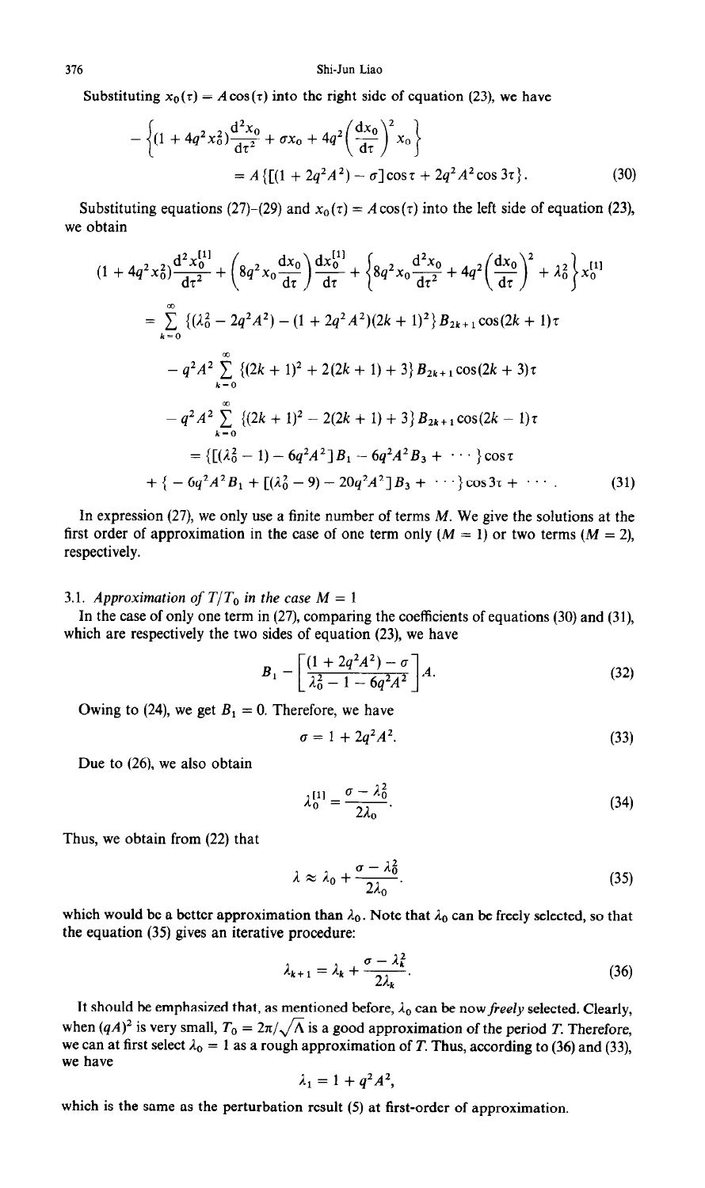Substituting $x_0(\tau) = A\cos(\tau)$ into the right side of equation (23), we have

$$-\left\{(1 + 4q^2x_0^2)\frac{d^2x_0}{d\tau^2} + \sigma x_0 + 4q^2\left(\frac{dx_0}{d\tau}\right)^2 x_0\right\}$$
$$= A\{[(1 + 2q^2A^2) - \sigma]\cos\tau + 2q^2A^2\cos 3\tau\}. \tag{30}$$

Substituting equations (27)–(29) and $x_0(\tau) = A\cos(\tau)$ into the left side of equation (23), we obtain

$$(1 + 4q^2x_0^2)\frac{d^2x_0^{[1]}}{d\tau^2} + \left(8q^2x_0\frac{dx_0}{d\tau}\right)\frac{dx_0^{[1]}}{d\tau} + \left\{8q^2x_0\frac{d^2x_0}{d\tau^2} + 4q^2\left(\frac{dx_0}{d\tau}\right)^2 + \lambda_0^2\right\}x_0^{[1]}$$
$$= \sum_{k=0}^{\infty}\{(\lambda_0^2 - 2q^2A^2) - (1 + 2q^2A^2)(2k+1)^2\}B_{2k+1}\cos(2k+1)\tau$$
$$- q^2A^2\sum_{k=0}^{\infty}\{(2k+1)^2 + 2(2k+1) + 3\}B_{2k+1}\cos(2k+3)\tau$$
$$- q^2A^2\sum_{k=0}^{\infty}\{(2k+1)^2 - 2(2k+1) + 3\}B_{2k+1}\cos(2k-1)\tau$$
$$= \{[(\lambda_0^2 - 1) - 6q^2A^2]B_1 - 6q^2A^2B_3 + \cdots\}\cos\tau$$
$$+ \{-6q^2A^2B_1 + [(\lambda_0^2 - 9) - 20q^2A^2]B_3 + \cdots\}\cos 3\tau + \cdots. \tag{31}$$

In expression (27), we only use a finite number of terms $M$. We give the solutions at the first order of approximation in the case of one term only ($M = 1$) or two terms ($M = 2$), respectively.

### 3.1. *Approximation of $T/T_0$ in the case $M = 1$*

In the case of only one term in (27), comparing the coefficients of equations (30) and (31), which are respectively the two sides of equation (23), we have

$$B_1 = \left[\frac{(1 + 2q^2A^2) - \sigma}{\lambda_0^2 - 1 - 6q^2A^2}\right]A. \tag{32}$$

Owing to (24), we get $B_1 = 0$. Therefore, we have

$$\sigma = 1 + 2q^2A^2. \tag{33}$$

Due to (26), we also obtain

$$\lambda_0^{[1]} = \frac{\sigma - \lambda_0^2}{2\lambda_0}. \tag{34}$$

Thus, we obtain from (22) that

$$\lambda \approx \lambda_0 + \frac{\sigma - \lambda_0^2}{2\lambda_0}. \tag{35}$$

which would be a better approximation than $\lambda_0$. Note that $\lambda_0$ can be freely selected, so that the equation (35) gives an iterative procedure:

$$\lambda_{k+1} = \lambda_k + \frac{\sigma - \lambda_k^2}{2\lambda_k}. \tag{36}$$

It should be emphasized that, as mentioned before, $\lambda_0$ can be now *freely* selected. Clearly, when $(qA)^2$ is very small, $T_0 = 2\pi/\sqrt{\Lambda}$ is a good approximation of the period $T$. Therefore, we can at first select $\lambda_0 = 1$ as a rough approximation of $T$. Thus, according to (36) and (33), we have

$$\lambda_1 = 1 + q^2A^2,$$

which is the same as the perturbation result (5) at first-order of approximation.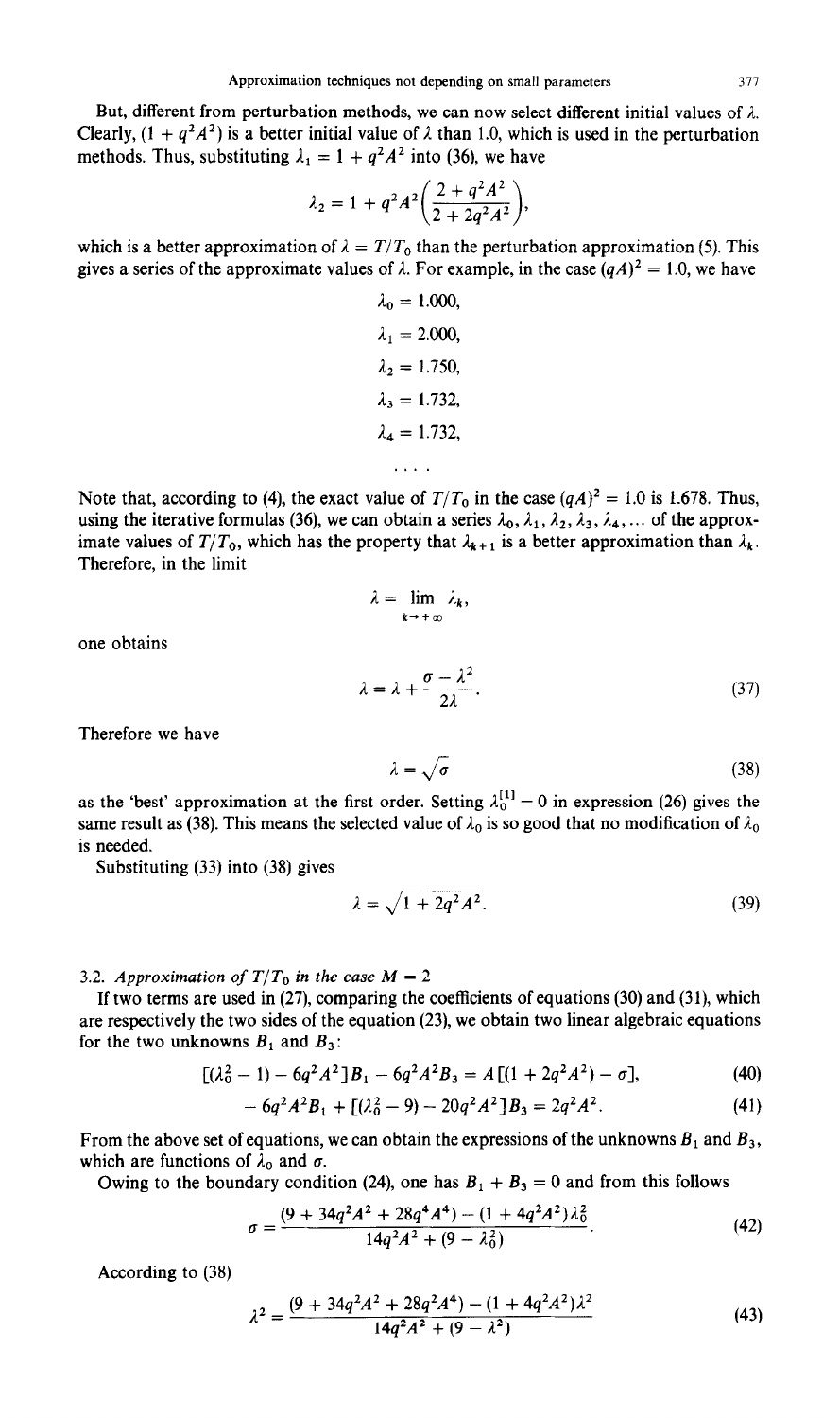But, different from perturbation methods, we can now select different initial values of $\lambda$. Clearly, $(1 + q^2A^2)$ is a better initial value of $\lambda$ than 1.0, which is used in the perturbation methods. Thus, substituting $\lambda_1 = 1 + q^2A^2$ into (36), we have

$$\lambda_2 = 1 + q^2A^2\left(\frac{2 + q^2A^2}{2 + 2q^2A^2}\right),$$

which is a better approximation of $\lambda = T/T_0$ than the perturbation approximation (5). This gives a series of the approximate values of $\lambda$. For example, in the case $(qA)^2 = 1.0$, we have

$$\lambda_0 = 1.000,$$

$$\lambda_1 = 2.000,$$

$$\lambda_2 = 1.750,$$

$$\lambda_3 = 1.732,$$

$$\lambda_4 = 1.732,$$

$$\ldots$$

Note that, according to (4), the exact value of $T/T_0$ in the case $(qA)^2 = 1.0$ is 1.678. Thus, using the iterative formulas (36), we can obtain a series $\lambda_0, \lambda_1, \lambda_2, \lambda_3, \lambda_4, \ldots$ of the approximate values of $T/T_0$, which has the property that $\lambda_{k+1}$ is a better approximation than $\lambda_k$. Therefore, in the limit

$$\lambda = \lim_{k \to +\infty} \lambda_k,$$

one obtains

$$\lambda = \lambda + \frac{\sigma - \lambda^2}{2\lambda}. \tag{37}$$

Therefore we have

$$\lambda = \sqrt{\sigma} \tag{38}$$

as the 'best' approximation at the first order. Setting $\lambda_0^{[1]} = 0$ in expression (26) gives the same result as (38). This means the selected value of $\lambda_0$ is so good that no modification of $\lambda_0$ is needed.

Substituting (33) into (38) gives

$$\lambda = \sqrt{1 + 2q^2A^2}. \tag{39}$$

### 3.2. *Approximation of $T/T_0$ in the case $M = 2$*

If two terms are used in (27), comparing the coefficients of equations (30) and (31), which are respectively the two sides of the equation (23), we obtain two linear algebraic equations for the two unknowns $B_1$ and $B_3$:

$$[(\lambda_0^2 - 1) - 6q^2A^2]B_1 - 6q^2A^2B_3 = A[(1 + 2q^2A^2) - \sigma], \tag{40}$$

$$-6q^2A^2B_1 + [(\lambda_0^2 - 9) - 20q^2A^2]B_3 = 2q^2A^2. \tag{41}$$

From the above set of equations, we can obtain the expressions of the unknowns $B_1$ and $B_3$, which are functions of $\lambda_0$ and $\sigma$.

Owing to the boundary condition (24), one has $B_1 + B_3 = 0$ and from this follows

$$\sigma = \frac{(9 + 34q^2A^2 + 28q^4A^4) - (1 + 4q^2A^2)\lambda_0^2}{14q^2A^2 + (9 - \lambda_0^2)}. \tag{42}$$

According to (38)

$$\lambda^2 = \frac{(9 + 34q^2A^2 + 28q^2A^4) - (1 + 4q^2A^2)\lambda^2}{14q^2A^2 + (9 - \lambda^2)} \tag{43}$$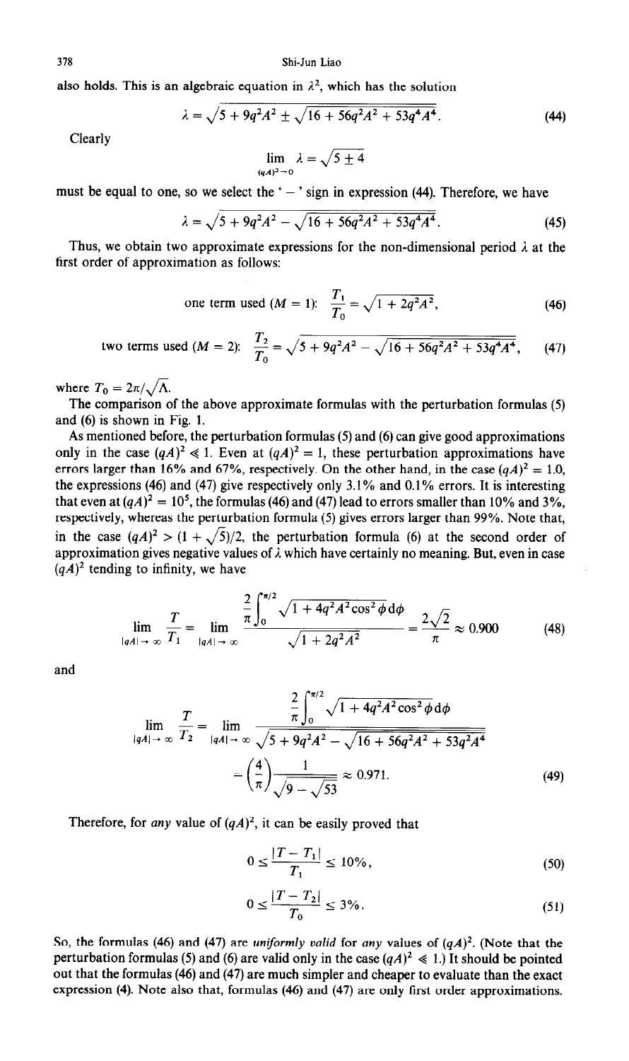also holds. This is an algebraic equation in $\lambda^2$, which has the solution

$$\lambda = \sqrt{5 + 9q^2A^2 \pm \sqrt{16 + 56q^2A^2 + 53q^4A^4}}. \tag{44}$$

Clearly

$$\lim_{(qA)^2 \to 0} \lambda = \sqrt{5 \pm 4}$$

must be equal to one, so we select the ' $-$ ' sign in expression (44). Therefore, we have

$$\lambda = \sqrt{5 + 9q^2A^2 - \sqrt{16 + 56q^2A^2 + 53q^4A^4}}. \tag{45}$$

Thus, we obtain two approximate expressions for the non-dimensional period $\lambda$ at the first order of approximation as follows:

$$\text{one term used } (M = 1)\text{:} \quad \frac{T_1}{T_0} = \sqrt{1 + 2q^2A^2}, \tag{46}$$

$$\text{two terms used } (M = 2)\text{:} \quad \frac{T_2}{T_0} = \sqrt{5 + 9q^2A^2 - \sqrt{16 + 56q^2A^2 + 53q^4A^4}}, \tag{47}$$

where $T_0 = 2\pi/\sqrt{\Lambda}$.

The comparison of the above approximate formulas with the perturbation formulas (5) and (6) is shown in Fig. 1.

As mentioned before, the perturbation formulas (5) and (6) can give good approximations only in the case $(qA)^2 \ll 1$. Even at $(qA)^2 = 1$, these perturbation approximations have errors larger than 16% and 67%, respectively. On the other hand, in the case $(qA)^2 = 1.0$, the expressions (46) and (47) give respectively only 3.1% and 0.1% errors. It is interesting that even at $(qA)^2 = 10^5$, the formulas (46) and (47) lead to errors smaller than 10% and 3%, respectively, whereas the perturbation formula (5) gives errors larger than 99%. Note that, in the case $(qA)^2 > (1 + \sqrt{5})/2$, the perturbation formula (6) at the second order of approximation gives negative values of $\lambda$ which have certainly no meaning. But, even in case $(qA)^2$ tending to infinity, we have

$$\lim_{|qA| \to \infty} \frac{T}{T_1} = \lim_{|qA| \to \infty} \frac{\dfrac{2}{\pi}\displaystyle\int_0^{\pi/2} \sqrt{1 + 4q^2A^2\cos^2\phi}\, d\phi}{\sqrt{1 + 2q^2A^2}} = \frac{2\sqrt{2}}{\pi} \approx 0.900 \tag{48}$$

and

$$\lim_{|qA| \to \infty} \frac{T}{T_2} = \lim_{|qA| \to \infty} \frac{\dfrac{2}{\pi}\displaystyle\int_0^{\pi/2} \sqrt{1 + 4q^2A^2\cos^2\phi}\, d\phi}{\sqrt{5 + 9q^2A^2 - \sqrt{16 + 56q^2A^2 + 53q^2A^4}}}$$
$$= \left(\frac{4}{\pi}\right)\frac{1}{\sqrt{9 - \sqrt{53}}} \approx 0.971. \tag{49}$$

Therefore, for *any* value of $(qA)^2$, it can be easily proved that

$$0 \le \frac{|T - T_1|}{T_1} \le 10\%, \tag{50}$$

$$0 \le \frac{|T - T_2|}{T_0} \le 3\%. \tag{51}$$

So, the formulas (46) and (47) are *uniformly valid* for *any* values of $(qA)^2$. (Note that the perturbation formulas (5) and (6) are valid only in the case $(qA)^2 \ll 1$.) It should be pointed out that the formulas (46) and (47) are much simpler and cheaper to evaluate than the exact expression (4). Note also that, formulas (46) and (47) are only first order approximations.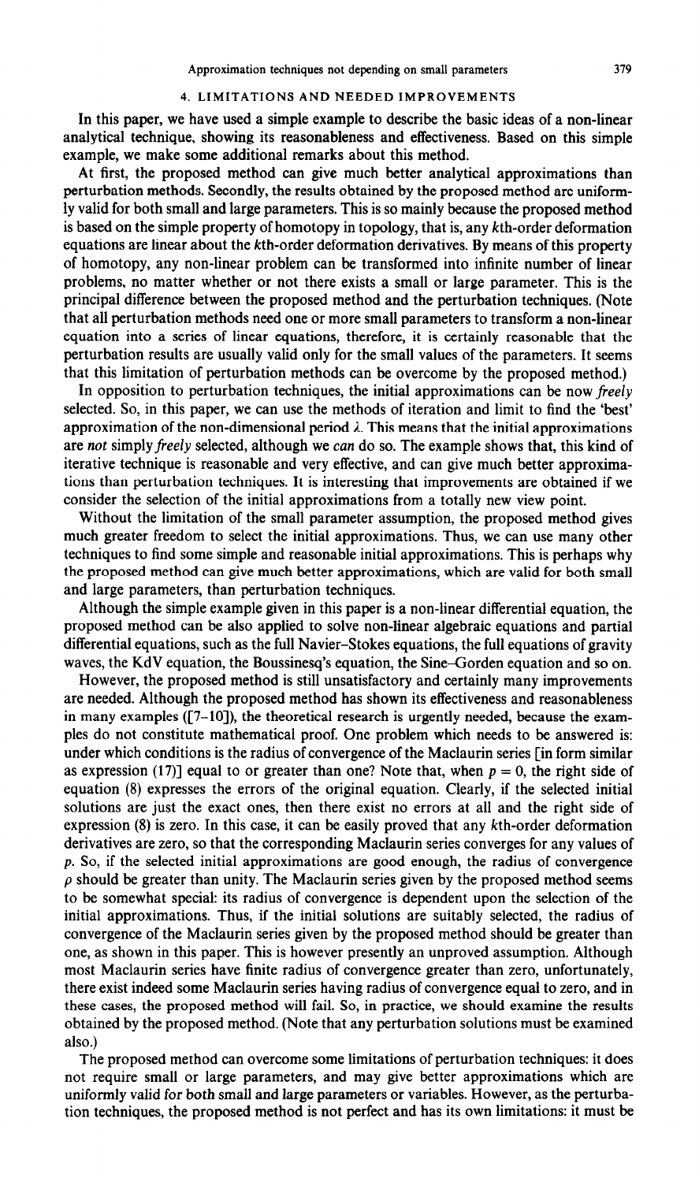## 4. LIMITATIONS AND NEEDED IMPROVEMENTS

In this paper, we have used a simple example to describe the basic ideas of a non-linear analytical technique, showing its reasonableness and effectiveness. Based on this simple example, we make some additional remarks about this method.

At first, the proposed method can give much better analytical approximations than perturbation methods. Secondly, the results obtained by the proposed method are uniformly valid for both small and large parameters. This is so mainly because the proposed method is based on the simple property of homotopy in topology, that is, any $k$th-order deformation equations are linear about the $k$th-order deformation derivatives. By means of this property of homotopy, any non-linear problem can be transformed into infinite number of linear problems, no matter whether or not there exists a small or large parameter. This is the principal difference between the proposed method and the perturbation techniques. (Note that all perturbation methods need one or more small parameters to transform a non-linear equation into a series of linear equations, therefore, it is certainly reasonable that the perturbation results are usually valid only for the small values of the parameters. It seems that this limitation of perturbation methods can be overcome by the proposed method.)

In opposition to perturbation techniques, the initial approximations can be now *freely* selected. So, in this paper, we can use the methods of iteration and limit to find the 'best' approximation of the non-dimensional period $\lambda$. This means that the initial approximations are *not* simply *freely* selected, although we *can* do so. The example shows that, this kind of iterative technique is reasonable and very effective, and can give much better approximations than perturbation techniques. It is interesting that improvements are obtained if we consider the selection of the initial approximations from a totally new view point.

Without the limitation of the small parameter assumption, the proposed method gives much greater freedom to select the initial approximations. Thus, we can use many other techniques to find some simple and reasonable initial approximations. This is perhaps why the proposed method can give much better approximations, which are valid for both small and large parameters, than perturbation techniques.

Although the simple example given in this paper is a non-linear differential equation, the proposed method can be also applied to solve non-linear algebraic equations and partial differential equations, such as the full Navier–Stokes equations, the full equations of gravity waves, the KdV equation, the Boussinesq's equation, the Sine–Gorden equation and so on.

However, the proposed method is still unsatisfactory and certainly many improvements are needed. Although the proposed method has shown its effectiveness and reasonableness in many examples ([7–10]), the theoretical research is urgently needed, because the examples do not constitute mathematical proof. One problem which needs to be answered is: under which conditions is the radius of convergence of the Maclaurin series [in form similar as expression (17)] equal to or greater than one? Note that, when $p = 0$, the right side of equation (8) expresses the errors of the original equation. Clearly, if the selected initial solutions are just the exact ones, then there exist no errors at all and the right side of expression (8) is zero. In this case, it can be easily proved that any $k$th-order deformation derivatives are zero, so that the corresponding Maclaurin series converges for any values of $p$. So, if the selected initial approximations are good enough, the radius of convergence $\rho$ should be greater than unity. The Maclaurin series given by the proposed method seems to be somewhat special: its radius of convergence is dependent upon the selection of the initial approximations. Thus, if the initial solutions are suitably selected, the radius of convergence of the Maclaurin series given by the proposed method should be greater than one, as shown in this paper. This is however presently an unproved assumption. Although most Maclaurin series have finite radius of convergence greater than zero, unfortunately, there exist indeed some Maclaurin series having radius of convergence equal to zero, and in these cases, the proposed method will fail. So, in practice, we should examine the results obtained by the proposed method. (Note that any perturbation solutions must be examined also.)

The proposed method can overcome some limitations of perturbation techniques: it does not require small or large parameters, and may give better approximations which are uniformly valid for both small and large parameters or variables. However, as the perturbation techniques, the proposed method is not perfect and has its own limitations: it must be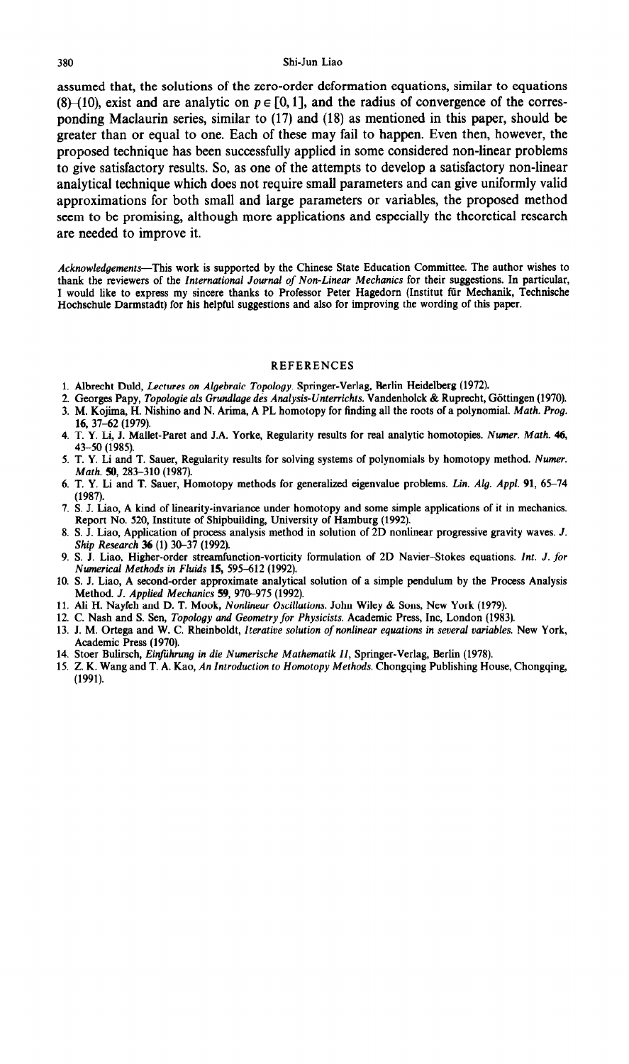assumed that, the solutions of the zero-order deformation equations, similar to equations (8)–(10), exist and are analytic on $p \in [0, 1]$, and the radius of convergence of the corresponding Maclaurin series, similar to (17) and (18) as mentioned in this paper, should be greater than or equal to one. Each of these may fail to happen. Even then, however, the proposed technique has been successfully applied in some considered non-linear problems to give satisfactory results. So, as one of the attempts to develop a satisfactory non-linear analytical technique which does not require small parameters and can give uniformly valid approximations for both small and large parameters or variables, the proposed method seem to be promising, although more applications and especially the theoretical research are needed to improve it.

*Acknowledgements*—This work is supported by the Chinese State Education Committee. The author wishes to thank the reviewers of the *International Journal of Non-Linear Mechanics* for their suggestions. In particular, I would like to express my sincere thanks to Professor Peter Hagedorn (Institut für Mechanik, Technische Hochschule Darmstadt) for his helpful suggestions and also for improving the wording of this paper.

## REFERENCES

1. Albrecht Duld, *Lectures on Algebraic Topology*. Springer-Verlag, Berlin Heidelberg (1972).
2. Georges Papy, *Topologie als Grundlage des Analysis-Unterrichts*. Vandenholck & Ruprecht, Göttingen (1970).
3. M. Kojima, H. Nishino and N. Arima, A PL homotopy for finding all the roots of a polynomial. *Math. Prog.* **16**, 37–62 (1979).
4. T. Y. Li, J. Mallet-Paret and J.A. Yorke, Regularity results for real analytic homotopies. *Numer. Math.* **46**, 43–50 (1985).
5. T. Y. Li and T. Sauer, Regularity results for solving systems of polynomials by homotopy method. *Numer. Math.* **50**, 283–310 (1987).
6. T. Y. Li and T. Sauer, Homotopy methods for generalized eigenvalue problems. *Lin. Alg. Appl.* **91**, 65–74 (1987).
7. S. J. Liao, A kind of linearity-invariance under homotopy and some simple applications of it in mechanics. Report No. 520, Institute of Shipbuilding, University of Hamburg (1992).
8. S. J. Liao, Application of process analysis method in solution of 2D nonlinear progressive gravity waves. *J. Ship Research* **36** (1) 30–37 (1992).
9. S. J. Liao, Higher-order streamfunction-vorticity formulation of 2D Navier–Stokes equations. *Int. J. for Numerical Methods in Fluids* **15**, 595–612 (1992).
10. S. J. Liao, A second-order approximate analytical solution of a simple pendulum by the Process Analysis Method. *J. Applied Mechanics* **59**, 970–975 (1992).
11. Ali H. Nayfeh and D. T. Mook, *Nonlinear Oscillations*. John Wiley & Sons, New York (1979).
12. C. Nash and S. Sen, *Topology and Geometry for Physicists*. Academic Press, Inc, London (1983).
13. J. M. Ortega and W. C. Rheinboldt, *Iterative solution of nonlinear equations in several variables*. New York, Academic Press (1970).
14. Stoer Bulirsch, *Einführung in die Numerische Mathematik II*, Springer-Verlag, Berlin (1978).
15. Z. K. Wang and T. A. Kao, *An Introduction to Homotopy Methods*. Chongqing Publishing House, Chongqing, (1991).